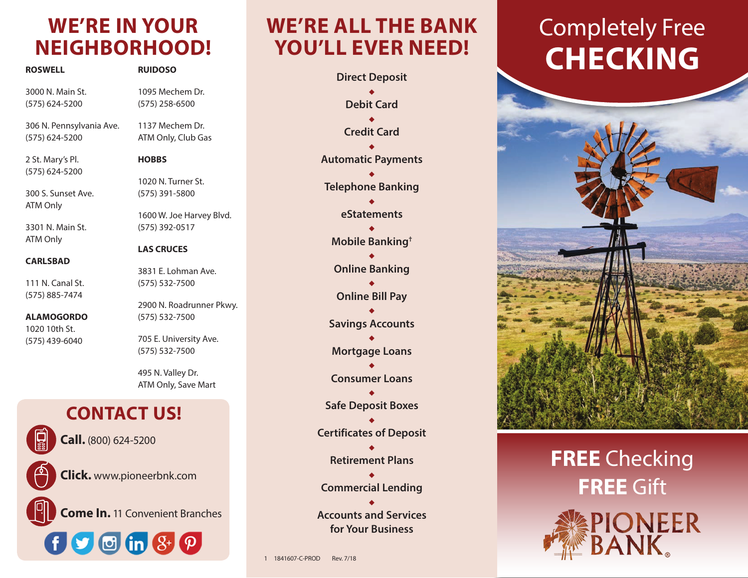# WE'RE IN YOUR NEIGHBORHOOD!

**ROSWELL**

3000 N. Main St.
(575) 624-5200

306 N. Pennsylvania Ave.
(575) 624-5200

2 St. Mary's Pl.
(575) 624-5200

300 S. Sunset Ave.
ATM Only

3301 N. Main St.
ATM Only

**CARLSBAD**

111 N. Canal St.
(575) 885-7474

**ALAMOGORDO**
1020 10th St.
(575) 439-6040

**RUIDOSO**

1095 Mechem Dr.
(575) 258-6500

1137 Mechem Dr.
ATM Only, Club Gas

**HOBBS**

1020 N. Turner St.
(575) 391-5800

1600 W. Joe Harvey Blvd.
(575) 392-0517

**LAS CRUCES**

3831 E. Lohman Ave.
(575) 532-7500

2900 N. Roadrunner Pkwy.
(575) 532-7500

705 E. University Ave.
(575) 532-7500

495 N. Valley Dr.
ATM Only, Save Mart

## CONTACT US!

**Call.** (800) 624-5200

**Click.** www.pioneerbnk.com

**Come In.** 11 Convenient Branches

# WE'RE ALL THE BANK YOU'LL EVER NEED!

- Direct Deposit
- Debit Card
- Credit Card
- Automatic Payments
- Telephone Banking
- eStatements
- Mobile Banking†
- Online Banking
- Online Bill Pay
- Savings Accounts
- Mortgage Loans
- Consumer Loans
- Safe Deposit Boxes
- Certificates of Deposit
- Retirement Plans
- Commercial Lending
- Accounts and Services for Your Business

1 1841607-C-PROD Rev. 7/18

# Completely Free CHECKING

**FREE** Checking
**FREE** Gift

PIONEER BANK®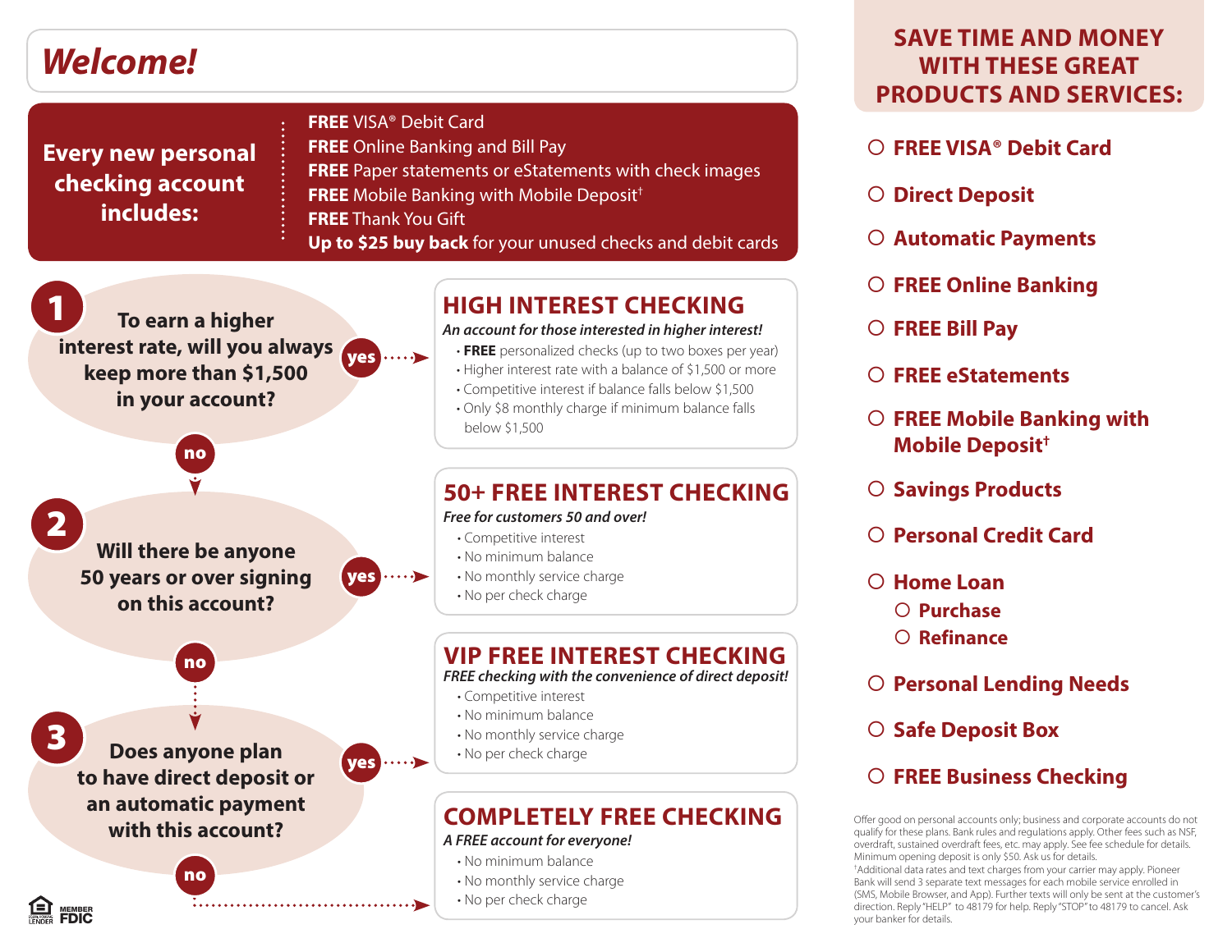# *Welcome!*

**Every new personal checking account includes:**

- **FREE** VISA® Debit Card
- **FREE** Online Banking and Bill Pay
- **FREE** Paper statements or eStatements with check images
- **FREE** Mobile Banking with Mobile Deposit†
- **FREE** Thank You Gift
- **Up to $25 buy back** for your unused checks and debit cards

**1** To earn a higher interest rate, will you always keep more than $1,500 in your account?

yes → 

## HIGH INTEREST CHECKING

*An account for those interested in higher interest!*

- **FREE** personalized checks (up to two boxes per year)
- Higher interest rate with a balance of $1,500 or more
- Competitive interest if balance falls below $1,500
- Only $8 monthly charge if minimum balance falls below $1,500

no ↓

**2** Will there be anyone 50 years or over signing on this account?

yes → 

## 50+ FREE INTEREST CHECKING

*Free for customers 50 and over!*

- Competitive interest
- No minimum balance
- No monthly service charge
- No per check charge

no ↓

**3** Does anyone plan to have direct deposit or an automatic payment with this account?

yes → 

## VIP FREE INTEREST CHECKING

*FREE checking with the convenience of direct deposit!*

- Competitive interest
- No minimum balance
- No monthly service charge
- No per check charge

no → 

## COMPLETELY FREE CHECKING

*A FREE account for everyone!*

- No minimum balance
- No monthly service charge
- No per check charge

EQUAL HOUSING LENDER MEMBER FDIC

## SAVE TIME AND MONEY WITH THESE GREAT PRODUCTS AND SERVICES:

- ○ FREE VISA® Debit Card
- ○ Direct Deposit
- ○ Automatic Payments
- ○ FREE Online Banking
- ○ FREE Bill Pay
- ○ FREE eStatements
- ○ FREE Mobile Banking with Mobile Deposit†
- ○ Savings Products
- ○ Personal Credit Card
- ○ Home Loan
  - ○ Purchase
  - ○ Refinance
- ○ Personal Lending Needs
- ○ Safe Deposit Box
- ○ FREE Business Checking

Offer good on personal accounts only; business and corporate accounts do not qualify for these plans. Bank rules and regulations apply. Other fees such as NSF, overdraft, sustained overdraft fees, etc. may apply. See fee schedule for details. Minimum opening deposit is only $50. Ask us for details.

†Additional data rates and text charges from your carrier may apply. Pioneer Bank will send 3 separate text messages for each mobile service enrolled in (SMS, Mobile Browser, and App). Further texts will only be sent at the customer's direction. Reply "HELP" to 48179 for help. Reply "STOP" to 48179 to cancel. Ask your banker for details.